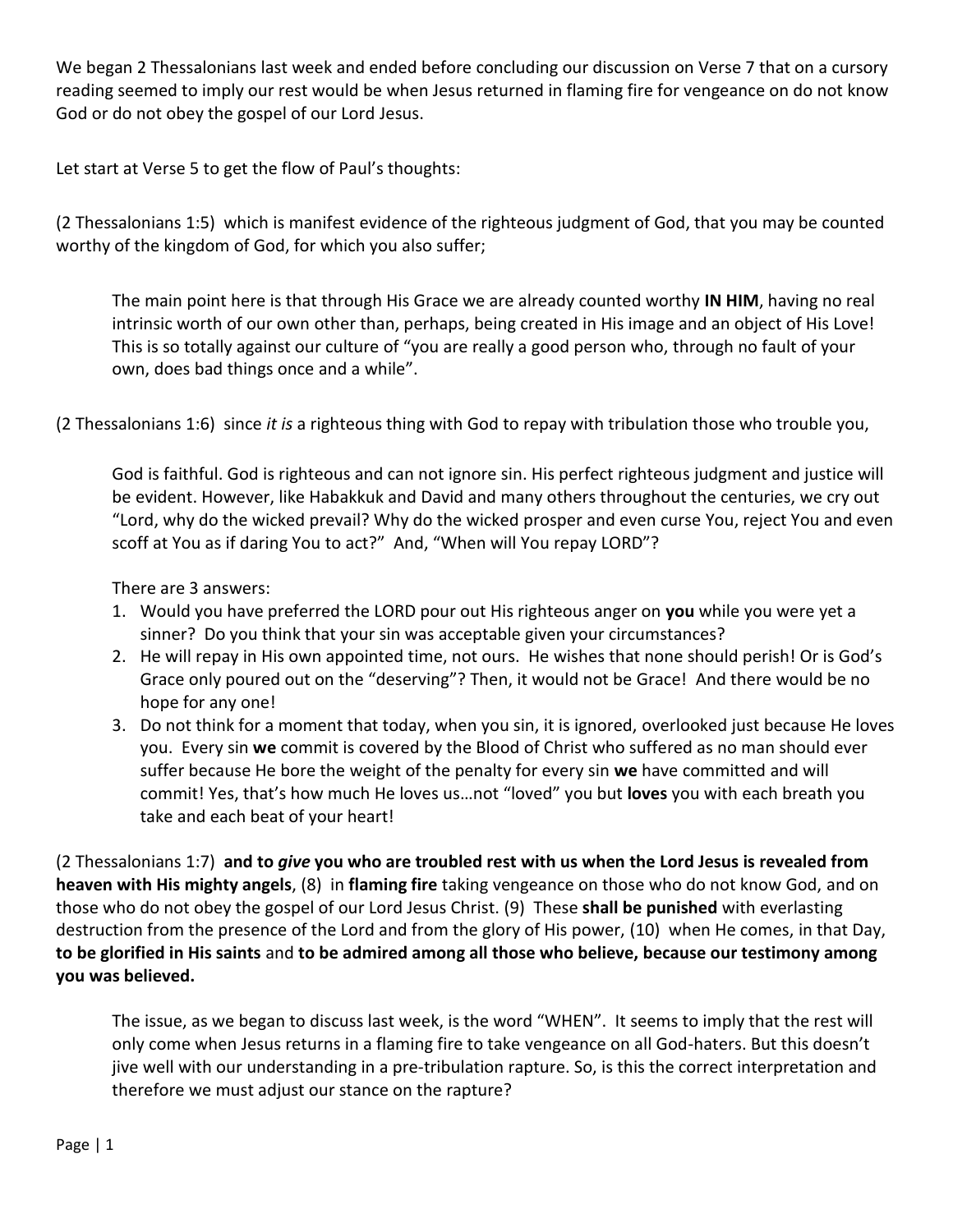We began 2 Thessalonians last week and ended before concluding our discussion on Verse 7 that on a cursory reading seemed to imply our rest would be when Jesus returned in flaming fire for vengeance on do not know God or do not obey the gospel of our Lord Jesus.

Let start at Verse 5 to get the flow of Paul's thoughts:

(2 Thessalonians 1:5) which is manifest evidence of the righteous judgment of God, that you may be counted worthy of the kingdom of God, for which you also suffer;

> The main point here is that through His Grace we are already counted worthy **IN HIM**, having no real intrinsic worth of our own other than, perhaps, being created in His image and an object of His Love! This is so totally against our culture of "you are really a good person who, through no fault of your own, does bad things once and a while".

(2 Thessalonians 1:6) since *it is* a righteous thing with God to repay with tribulation those who trouble you,

> God is faithful. God is righteous and can not ignore sin. His perfect righteous judgment and justice will be evident. However, like Habakkuk and David and many others throughout the centuries, we cry out "Lord, why do the wicked prevail? Why do the wicked prosper and even curse You, reject You and even scoff at You as if daring You to act?" And, "When will You repay LORD"?
>
> There are 3 answers:
>
> 1. Would you have preferred the LORD pour out His righteous anger on **you** while you were yet a sinner? Do you think that your sin was acceptable given your circumstances?
> 2. He will repay in His own appointed time, not ours. He wishes that none should perish! Or is God's Grace only poured out on the "deserving"? Then, it would not be Grace! And there would be no hope for any one!
> 3. Do not think for a moment that today, when you sin, it is ignored, overlooked just because He loves you. Every sin **we** commit is covered by the Blood of Christ who suffered as no man should ever suffer because He bore the weight of the penalty for every sin **we** have committed and will commit! Yes, that's how much He loves us…not "loved" you but **loves** you with each breath you take and each beat of your heart!

(2 Thessalonians 1:7) **and to *give* you who are troubled rest with us when the Lord Jesus is revealed from heaven with His mighty angels**, (8) in **flaming fire** taking vengeance on those who do not know God, and on those who do not obey the gospel of our Lord Jesus Christ. (9) These **shall be punished** with everlasting destruction from the presence of the Lord and from the glory of His power, (10) when He comes, in that Day, **to be glorified in His saints** and **to be admired among all those who believe, because our testimony among you was believed.**

> The issue, as we began to discuss last week, is the word "WHEN". It seems to imply that the rest will only come when Jesus returns in a flaming fire to take vengeance on all God-haters. But this doesn't jive well with our understanding in a pre-tribulation rapture. So, is this the correct interpretation and therefore we must adjust our stance on the rapture?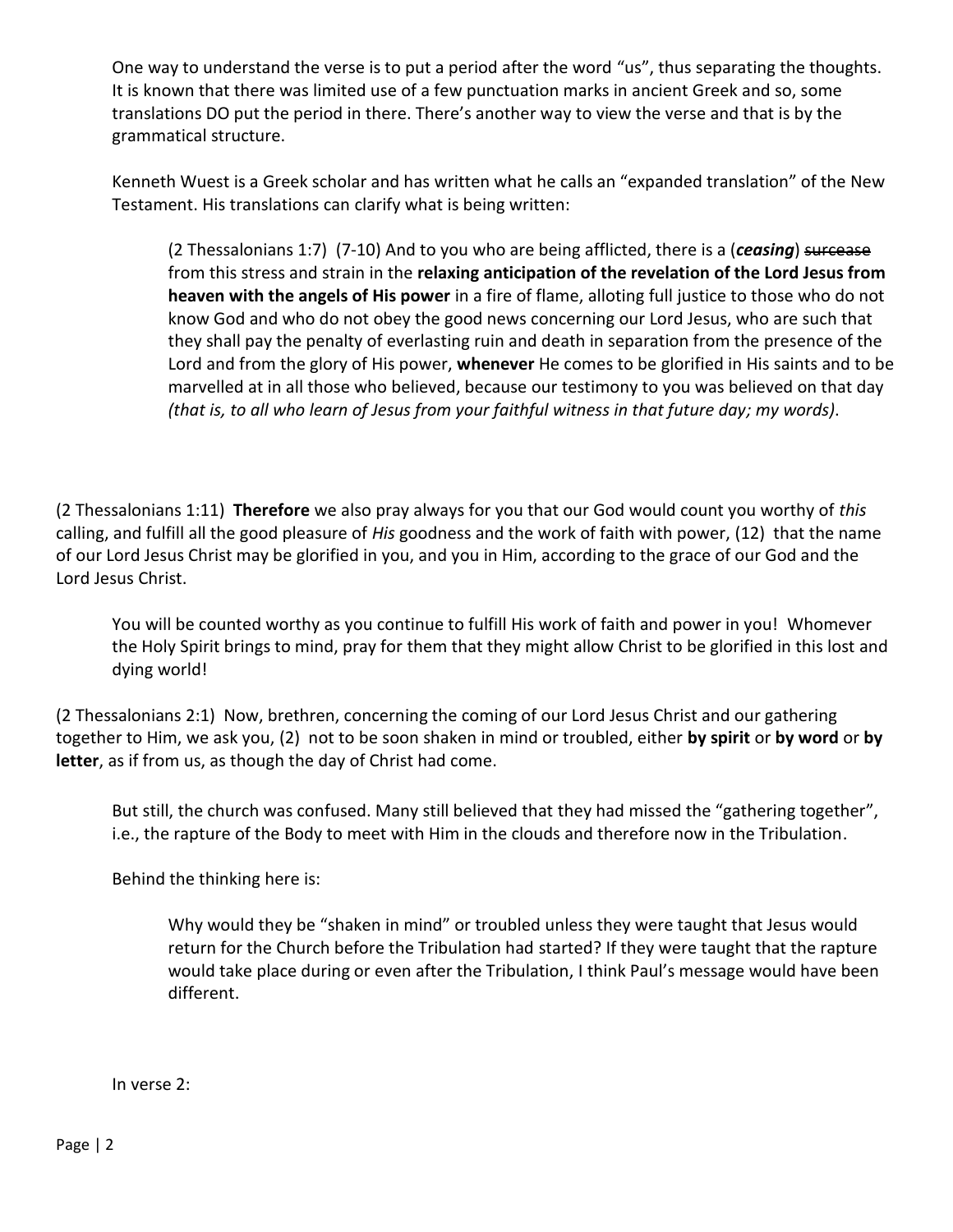One way to understand the verse is to put a period after the word "us", thus separating the thoughts. It is known that there was limited use of a few punctuation marks in ancient Greek and so, some translations DO put the period in there. There's another way to view the verse and that is by the grammatical structure.

Kenneth Wuest is a Greek scholar and has written what he calls an "expanded translation" of the New Testament. His translations can clarify what is being written:

> (2 Thessalonians 1:7) (7-10) And to you who are being afflicted, there is a (***ceasing***) ~~surcease~~ from this stress and strain in the **relaxing anticipation of the revelation of the Lord Jesus from heaven with the angels of His power** in a fire of flame, alloting full justice to those who do not know God and who do not obey the good news concerning our Lord Jesus, who are such that they shall pay the penalty of everlasting ruin and death in separation from the presence of the Lord and from the glory of His power, **whenever** He comes to be glorified in His saints and to be marvelled at in all those who believed, because our testimony to you was believed on that day *(that is, to all who learn of Jesus from your faithful witness in that future day; my words)*.

(2 Thessalonians 1:11) **Therefore** we also pray always for you that our God would count you worthy of *this* calling, and fulfill all the good pleasure of *His* goodness and the work of faith with power, (12) that the name of our Lord Jesus Christ may be glorified in you, and you in Him, according to the grace of our God and the Lord Jesus Christ.

> You will be counted worthy as you continue to fulfill His work of faith and power in you! Whomever the Holy Spirit brings to mind, pray for them that they might allow Christ to be glorified in this lost and dying world!

(2 Thessalonians 2:1) Now, brethren, concerning the coming of our Lord Jesus Christ and our gathering together to Him, we ask you, (2) not to be soon shaken in mind or troubled, either **by spirit** or **by word** or **by letter**, as if from us, as though the day of Christ had come.

> But still, the church was confused. Many still believed that they had missed the "gathering together", i.e., the rapture of the Body to meet with Him in the clouds and therefore now in the Tribulation.
>
> Behind the thinking here is:
>
> > Why would they be "shaken in mind" or troubled unless they were taught that Jesus would return for the Church before the Tribulation had started? If they were taught that the rapture would take place during or even after the Tribulation, I think Paul's message would have been different.
>
> In verse 2: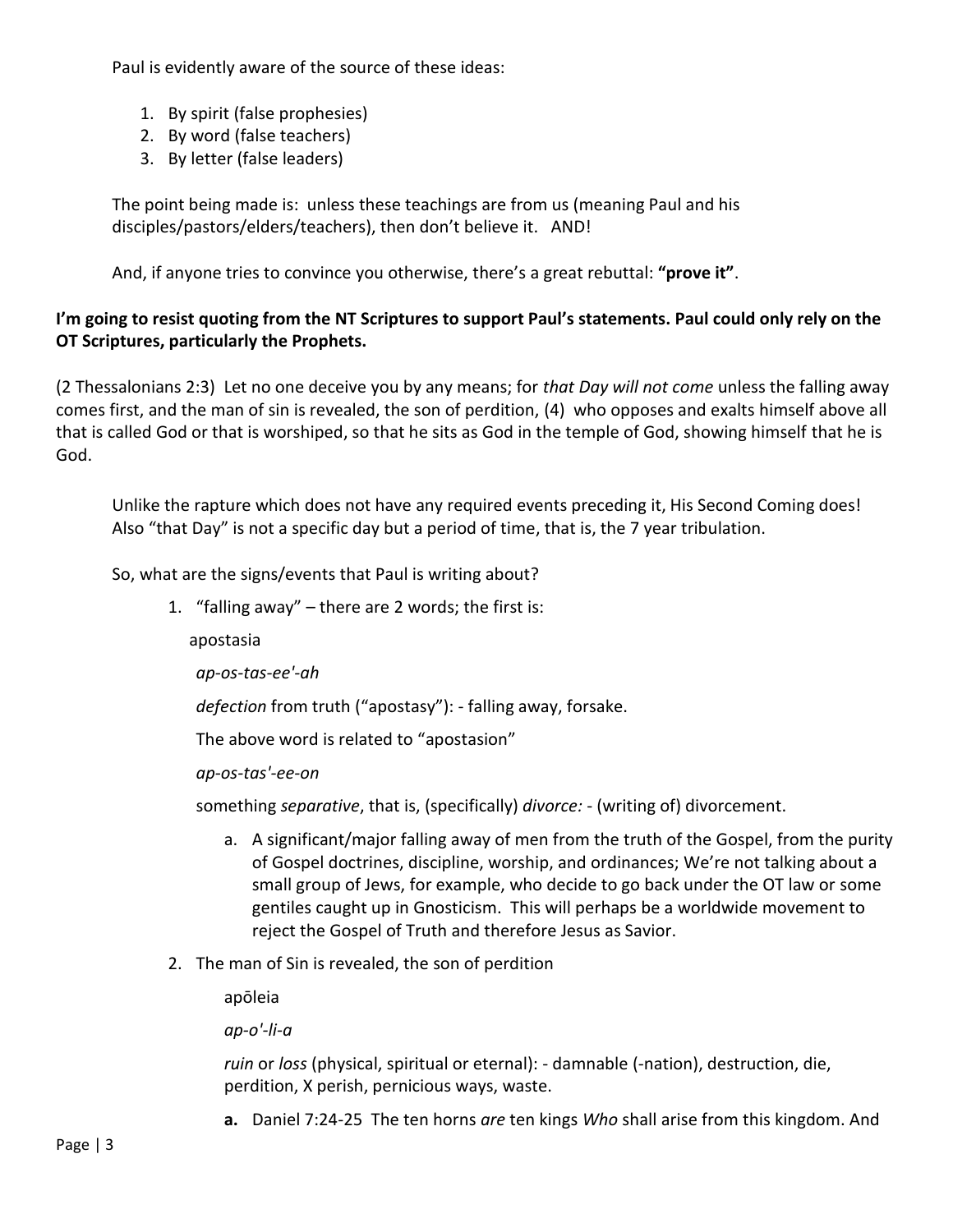Paul is evidently aware of the source of these ideas:

1. By spirit (false prophesies)
2. By word (false teachers)
3. By letter (false leaders)

The point being made is: unless these teachings are from us (meaning Paul and his disciples/pastors/elders/teachers), then don't believe it. AND!

And, if anyone tries to convince you otherwise, there's a great rebuttal: **"prove it"**.

**I'm going to resist quoting from the NT Scriptures to support Paul's statements. Paul could only rely on the OT Scriptures, particularly the Prophets.**

(2 Thessalonians 2:3) Let no one deceive you by any means; for *that Day will not come* unless the falling away comes first, and the man of sin is revealed, the son of perdition, (4) who opposes and exalts himself above all that is called God or that is worshiped, so that he sits as God in the temple of God, showing himself that he is God.

Unlike the rapture which does not have any required events preceding it, His Second Coming does! Also "that Day" is not a specific day but a period of time, that is, the 7 year tribulation.

So, what are the signs/events that Paul is writing about?

1. "falling away" – there are 2 words; the first is:

   apostasia

   *ap-os-tas-ee'-ah*

   *defection* from truth ("apostasy"): - falling away, forsake.

   The above word is related to "apostasion"

   *ap-os-tas'-ee-on*

   something *separative*, that is, (specifically) *divorce:* - (writing of) divorcement.

   a. A significant/major falling away of men from the truth of the Gospel, from the purity of Gospel doctrines, discipline, worship, and ordinances; We're not talking about a small group of Jews, for example, who decide to go back under the OT law or some gentiles caught up in Gnosticism. This will perhaps be a worldwide movement to reject the Gospel of Truth and therefore Jesus as Savior.

2. The man of Sin is revealed, the son of perdition

   apōleia

   *ap-o'-li-a*

   *ruin* or *loss* (physical, spiritual or eternal): - damnable (-nation), destruction, die, perdition, X perish, pernicious ways, waste.

   **a.** Daniel 7:24-25 The ten horns *are* ten kings *Who* shall arise from this kingdom. And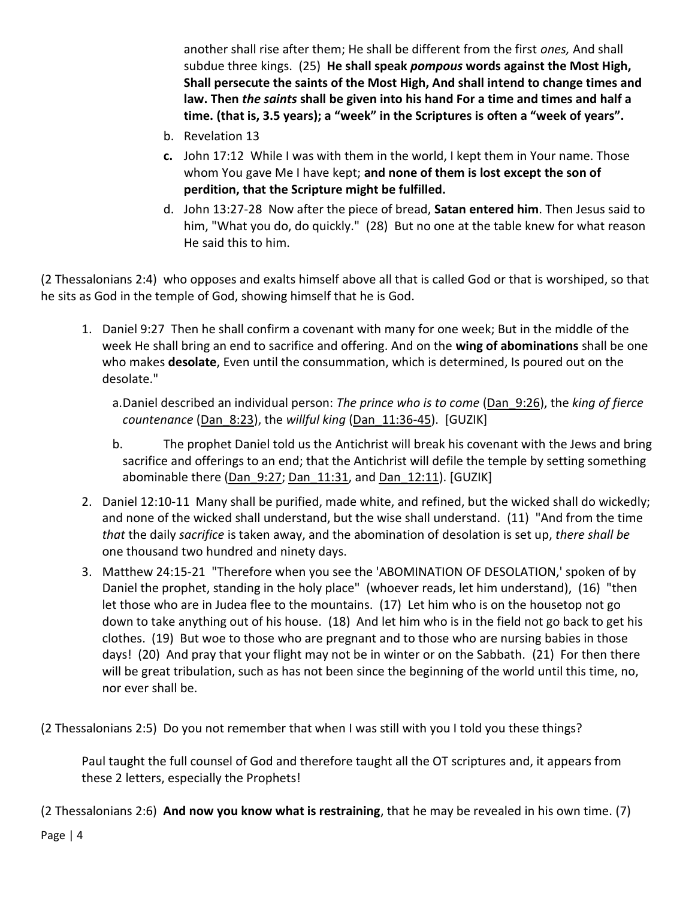another shall rise after them; He shall be different from the first *ones,* And shall subdue three kings. (25) **He shall speak *pompous* words against the Most High, Shall persecute the saints of the Most High, And shall intend to change times and law. Then *the saints* shall be given into his hand For a time and times and half a time. (that is, 3.5 years); a "week" in the Scriptures is often a "week of years".**

b. Revelation 13

**c.** John 17:12 While I was with them in the world, I kept them in Your name. Those whom You gave Me I have kept; **and none of them is lost except the son of perdition, that the Scripture might be fulfilled.**

d. John 13:27-28 Now after the piece of bread, **Satan entered him**. Then Jesus said to him, "What you do, do quickly." (28) But no one at the table knew for what reason He said this to him.

(2 Thessalonians 2:4) who opposes and exalts himself above all that is called God or that is worshiped, so that he sits as God in the temple of God, showing himself that he is God.

1. Daniel 9:27 Then he shall confirm a covenant with many for one week; But in the middle of the week He shall bring an end to sacrifice and offering. And on the **wing of abominations** shall be one who makes **desolate**, Even until the consummation, which is determined, Is poured out on the desolate."

   a. Daniel described an individual person: *The prince who is to come* (Dan_9:26), the *king of fierce countenance* (Dan_8:23), the *willful king* (Dan_11:36-45). [GUZIK]

   b. The prophet Daniel told us the Antichrist will break his covenant with the Jews and bring sacrifice and offerings to an end; that the Antichrist will defile the temple by setting something abominable there (Dan_9:27; Dan_11:31, and Dan_12:11). [GUZIK]

2. Daniel 12:10-11 Many shall be purified, made white, and refined, but the wicked shall do wickedly; and none of the wicked shall understand, but the wise shall understand. (11) "And from the time *that* the daily *sacrifice* is taken away, and the abomination of desolation is set up, *there shall be* one thousand two hundred and ninety days.

3. Matthew 24:15-21 "Therefore when you see the 'ABOMINATION OF DESOLATION,' spoken of by Daniel the prophet, standing in the holy place" (whoever reads, let him understand), (16) "then let those who are in Judea flee to the mountains. (17) Let him who is on the housetop not go down to take anything out of his house. (18) And let him who is in the field not go back to get his clothes. (19) But woe to those who are pregnant and to those who are nursing babies in those days! (20) And pray that your flight may not be in winter or on the Sabbath. (21) For then there will be great tribulation, such as has not been since the beginning of the world until this time, no, nor ever shall be.

(2 Thessalonians 2:5) Do you not remember that when I was still with you I told you these things?

Paul taught the full counsel of God and therefore taught all the OT scriptures and, it appears from these 2 letters, especially the Prophets!

(2 Thessalonians 2:6) **And now you know what is restraining**, that he may be revealed in his own time. (7)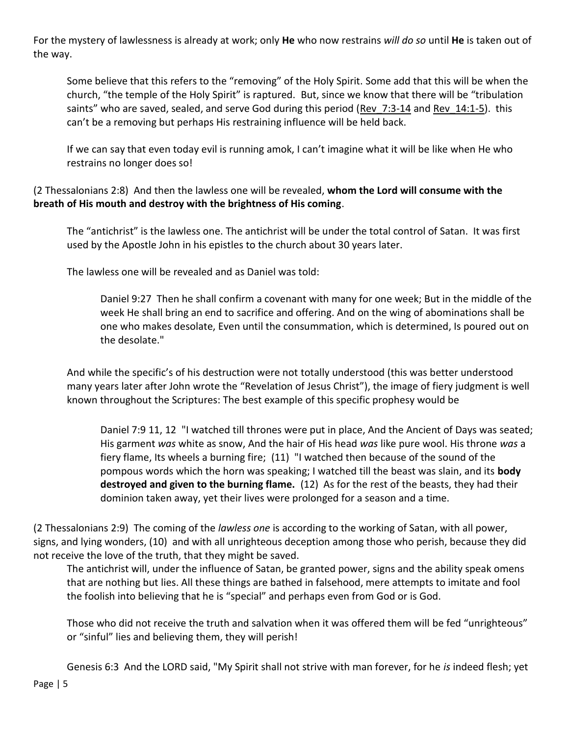For the mystery of lawlessness is already at work; only **He** who now restrains *will do so* until **He** is taken out of the way.

Some believe that this refers to the "removing" of the Holy Spirit. Some add that this will be when the church, "the temple of the Holy Spirit" is raptured. But, since we know that there will be "tribulation saints" who are saved, sealed, and serve God during this period (Rev_7:3-14 and Rev_14:1-5). this can't be a removing but perhaps His restraining influence will be held back.

If we can say that even today evil is running amok, I can't imagine what it will be like when He who restrains no longer does so!

(2 Thessalonians 2:8) And then the lawless one will be revealed, **whom the Lord will consume with the breath of His mouth and destroy with the brightness of His coming**.

The "antichrist" is the lawless one. The antichrist will be under the total control of Satan. It was first used by the Apostle John in his epistles to the church about 30 years later.

The lawless one will be revealed and as Daniel was told:

> Daniel 9:27 Then he shall confirm a covenant with many for one week; But in the middle of the week He shall bring an end to sacrifice and offering. And on the wing of abominations shall be one who makes desolate, Even until the consummation, which is determined, Is poured out on the desolate."

And while the specific's of his destruction were not totally understood (this was better understood many years later after John wrote the "Revelation of Jesus Christ"), the image of fiery judgment is well known throughout the Scriptures: The best example of this specific prophesy would be

> Daniel 7:9 11, 12 "I watched till thrones were put in place, And the Ancient of Days was seated; His garment *was* white as snow, And the hair of His head *was* like pure wool. His throne *was* a fiery flame, Its wheels a burning fire; (11) "I watched then because of the sound of the pompous words which the horn was speaking; I watched till the beast was slain, and its **body destroyed and given to the burning flame.** (12) As for the rest of the beasts, they had their dominion taken away, yet their lives were prolonged for a season and a time.

(2 Thessalonians 2:9) The coming of the *lawless one* is according to the working of Satan, with all power, signs, and lying wonders, (10) and with all unrighteous deception among those who perish, because they did not receive the love of the truth, that they might be saved.

The antichrist will, under the influence of Satan, be granted power, signs and the ability speak omens that are nothing but lies. All these things are bathed in falsehood, mere attempts to imitate and fool the foolish into believing that he is "special" and perhaps even from God or is God.

Those who did not receive the truth and salvation when it was offered them will be fed "unrighteous" or "sinful" lies and believing them, they will perish!

Genesis 6:3 And the LORD said, "My Spirit shall not strive with man forever, for he *is* indeed flesh; yet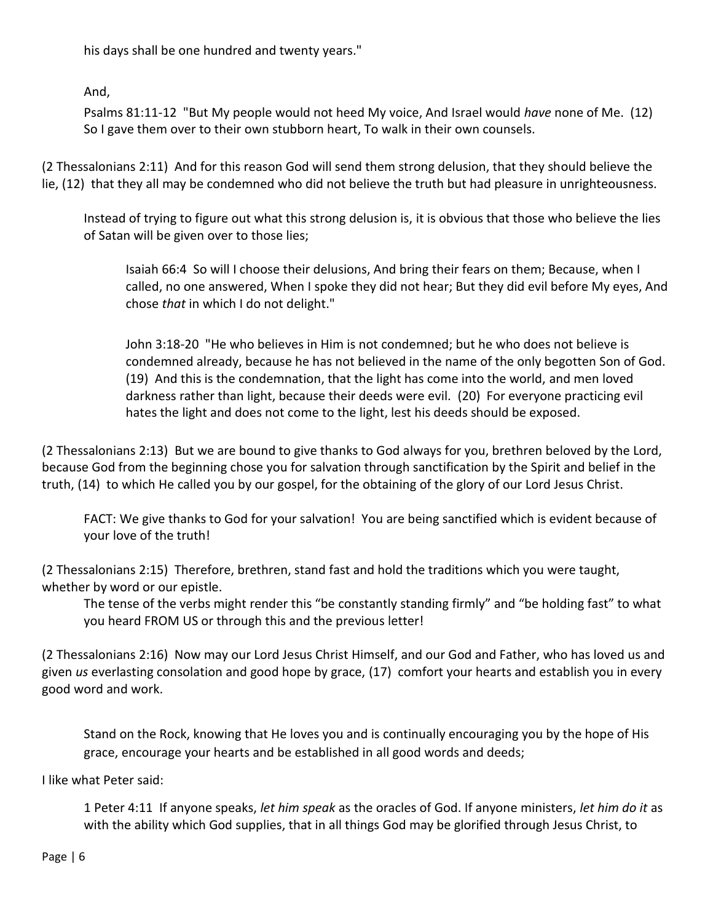his days shall be one hundred and twenty years."

And,

Psalms 81:11-12 "But My people would not heed My voice, And Israel would *have* none of Me. (12) So I gave them over to their own stubborn heart, To walk in their own counsels.

(2 Thessalonians 2:11) And for this reason God will send them strong delusion, that they should believe the lie, (12) that they all may be condemned who did not believe the truth but had pleasure in unrighteousness.

Instead of trying to figure out what this strong delusion is, it is obvious that those who believe the lies of Satan will be given over to those lies;

> Isaiah 66:4 So will I choose their delusions, And bring their fears on them; Because, when I called, no one answered, When I spoke they did not hear; But they did evil before My eyes, And chose *that* in which I do not delight."
>
> John 3:18-20 "He who believes in Him is not condemned; but he who does not believe is condemned already, because he has not believed in the name of the only begotten Son of God. (19) And this is the condemnation, that the light has come into the world, and men loved darkness rather than light, because their deeds were evil. (20) For everyone practicing evil hates the light and does not come to the light, lest his deeds should be exposed.

(2 Thessalonians 2:13) But we are bound to give thanks to God always for you, brethren beloved by the Lord, because God from the beginning chose you for salvation through sanctification by the Spirit and belief in the truth, (14) to which He called you by our gospel, for the obtaining of the glory of our Lord Jesus Christ.

FACT: We give thanks to God for your salvation! You are being sanctified which is evident because of your love of the truth!

(2 Thessalonians 2:15) Therefore, brethren, stand fast and hold the traditions which you were taught, whether by word or our epistle.

The tense of the verbs might render this "be constantly standing firmly" and "be holding fast" to what you heard FROM US or through this and the previous letter!

(2 Thessalonians 2:16) Now may our Lord Jesus Christ Himself, and our God and Father, who has loved us and given *us* everlasting consolation and good hope by grace, (17) comfort your hearts and establish you in every good word and work.

Stand on the Rock, knowing that He loves you and is continually encouraging you by the hope of His grace, encourage your hearts and be established in all good words and deeds;

I like what Peter said:

> 1 Peter 4:11 If anyone speaks, *let him speak* as the oracles of God. If anyone ministers, *let him do it* as with the ability which God supplies, that in all things God may be glorified through Jesus Christ, to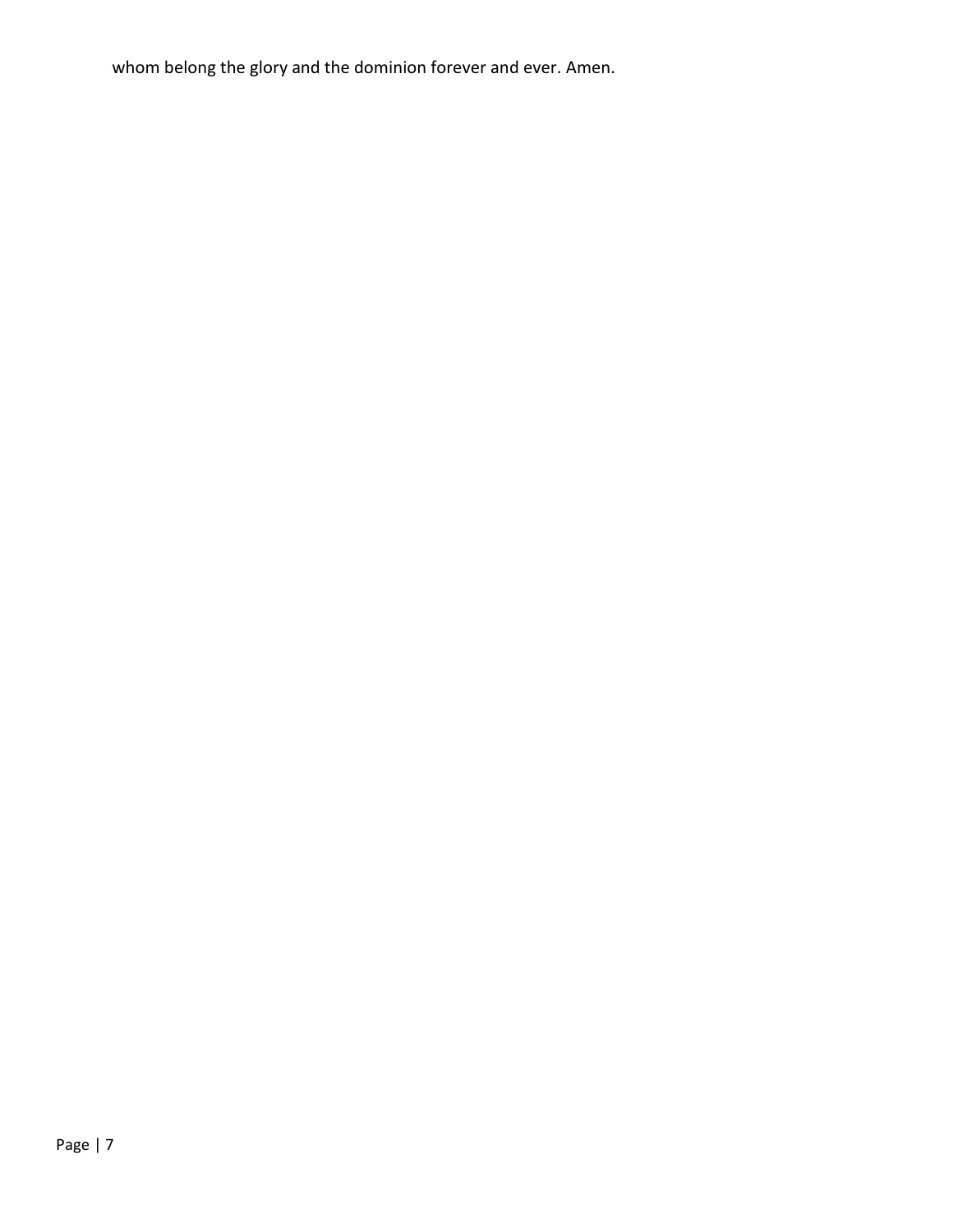whom belong the glory and the dominion forever and ever. Amen.